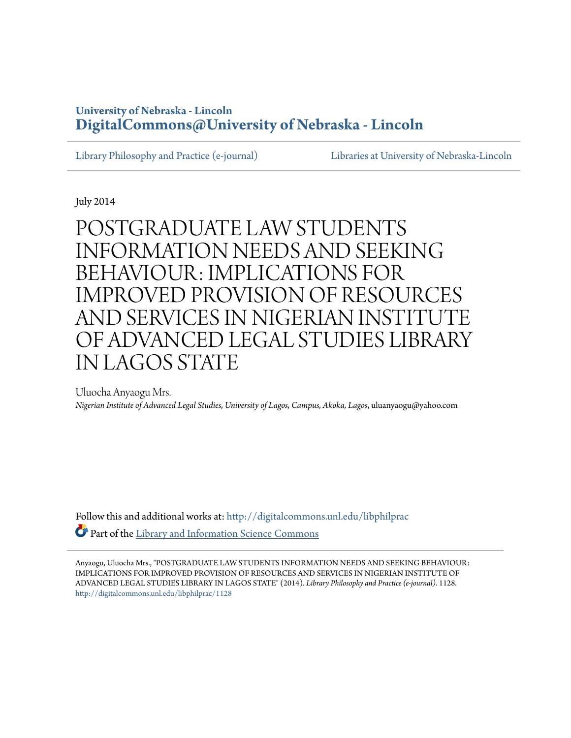**University of Nebraska - Lincoln**
**DigitalCommons@University of Nebraska - Lincoln**

Library Philosophy and Practice (e-journal) | Libraries at University of Nebraska-Lincoln

July 2014

# POSTGRADUATE LAW STUDENTS INFORMATION NEEDS AND SEEKING BEHAVIOUR: IMPLICATIONS FOR IMPROVED PROVISION OF RESOURCES AND SERVICES IN NIGERIAN INSTITUTE OF ADVANCED LEGAL STUDIES LIBRARY IN LAGOS STATE

Uluocha Anyaogu Mrs.
*Nigerian Institute of Advanced Legal Studies, University of Lagos, Campus, Akoka, Lagos*, uluanyaogu@yahoo.com

Follow this and additional works at: http://digitalcommons.unl.edu/libphilprac

Part of the Library and Information Science Commons

Anyaogu, Uluocha Mrs., "POSTGRADUATE LAW STUDENTS INFORMATION NEEDS AND SEEKING BEHAVIOUR: IMPLICATIONS FOR IMPROVED PROVISION OF RESOURCES AND SERVICES IN NIGERIAN INSTITUTE OF ADVANCED LEGAL STUDIES LIBRARY IN LAGOS STATE" (2014). *Library Philosophy and Practice (e-journal)*. 1128.
http://digitalcommons.unl.edu/libphilprac/1128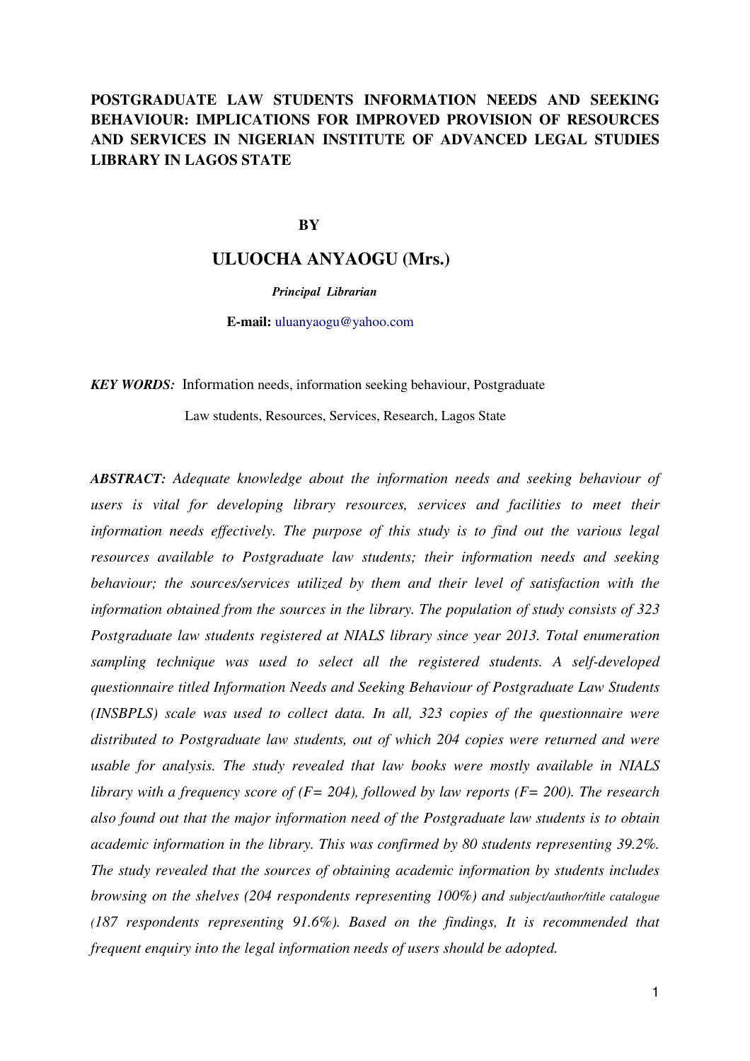**POSTGRADUATE LAW STUDENTS INFORMATION NEEDS AND SEEKING BEHAVIOUR: IMPLICATIONS FOR IMPROVED PROVISION OF RESOURCES AND SERVICES IN NIGERIAN INSTITUTE OF ADVANCED LEGAL STUDIES LIBRARY IN LAGOS STATE**

**BY**

**ULUOCHA ANYAOGU (Mrs.)**

***Principal Librarian***

**E-mail:** uluanyaogu@yahoo.com

***KEY WORDS:*** Information needs, information seeking behaviour, Postgraduate Law students, Resources, Services, Research, Lagos State

***ABSTRACT:*** *Adequate knowledge about the information needs and seeking behaviour of users is vital for developing library resources, services and facilities to meet their information needs effectively. The purpose of this study is to find out the various legal resources available to Postgraduate law students; their information needs and seeking behaviour; the sources/services utilized by them and their level of satisfaction with the information obtained from the sources in the library. The population of study consists of 323 Postgraduate law students registered at NIALS library since year 2013. Total enumeration sampling technique was used to select all the registered students. A self-developed questionnaire titled Information Needs and Seeking Behaviour of Postgraduate Law Students (INSBPLS) scale was used to collect data. In all, 323 copies of the questionnaire were distributed to Postgraduate law students, out of which 204 copies were returned and were usable for analysis. The study revealed that law books were mostly available in NIALS library with a frequency score of (F= 204), followed by law reports (F= 200). The research also found out that the major information need of the Postgraduate law students is to obtain academic information in the library. This was confirmed by 80 students representing 39.2%. The study revealed that the sources of obtaining academic information by students includes browsing on the shelves (204 respondents representing 100%) and subject/author/title catalogue (187 respondents representing 91.6%). Based on the findings, It is recommended that frequent enquiry into the legal information needs of users should be adopted.*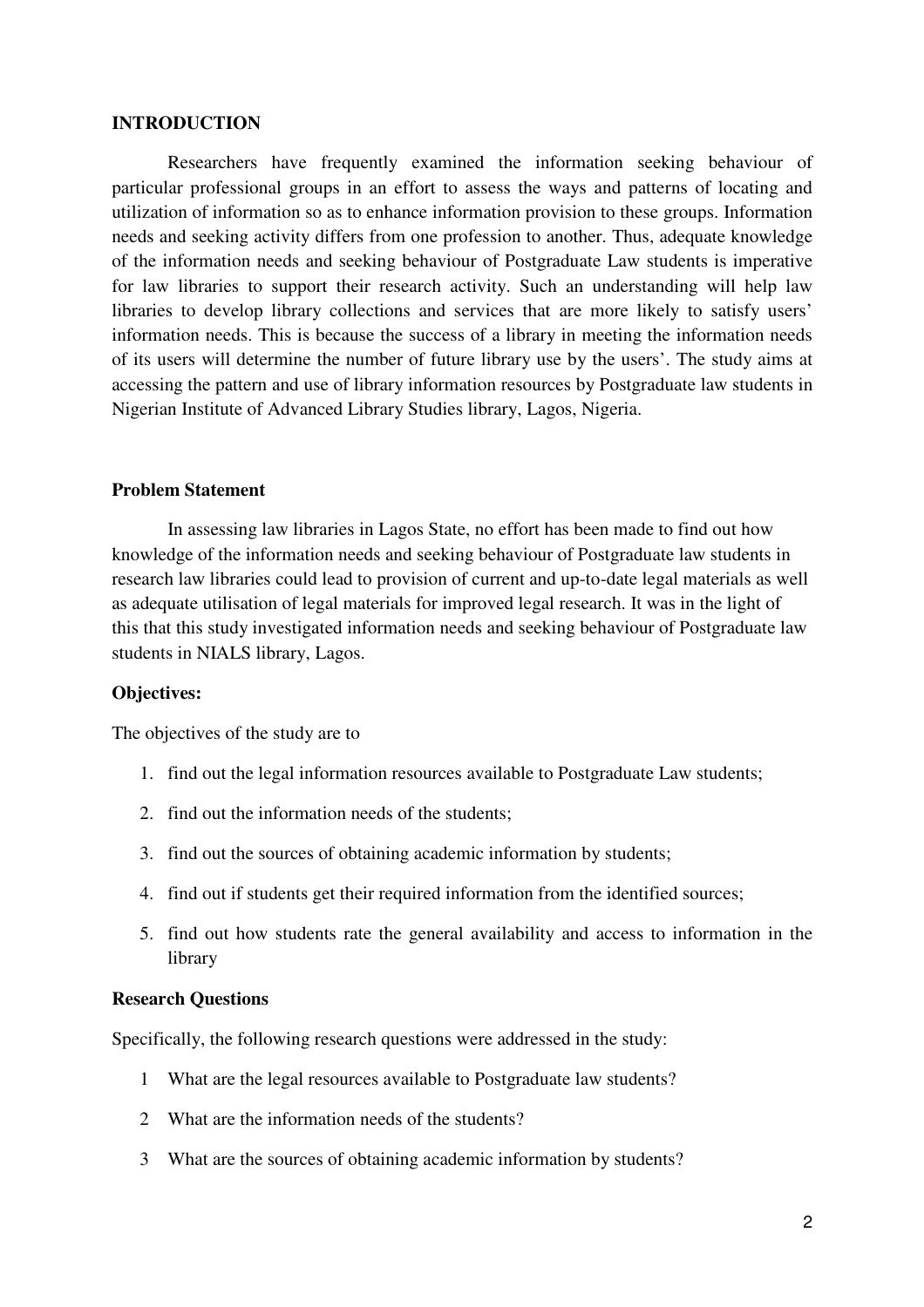## INTRODUCTION

Researchers have frequently examined the information seeking behaviour of particular professional groups in an effort to assess the ways and patterns of locating and utilization of information so as to enhance information provision to these groups. Information needs and seeking activity differs from one profession to another. Thus, adequate knowledge of the information needs and seeking behaviour of Postgraduate Law students is imperative for law libraries to support their research activity. Such an understanding will help law libraries to develop library collections and services that are more likely to satisfy users' information needs. This is because the success of a library in meeting the information needs of its users will determine the number of future library use by the users'. The study aims at accessing the pattern and use of library information resources by Postgraduate law students in Nigerian Institute of Advanced Library Studies library, Lagos, Nigeria.

### Problem Statement

In assessing law libraries in Lagos State, no effort has been made to find out how knowledge of the information needs and seeking behaviour of Postgraduate law students in research law libraries could lead to provision of current and up-to-date legal materials as well as adequate utilisation of legal materials for improved legal research. It was in the light of this that this study investigated information needs and seeking behaviour of Postgraduate law students in NIALS library, Lagos.

### Objectives:

The objectives of the study are to

1. find out the legal information resources available to Postgraduate Law students;
2. find out the information needs of the students;
3. find out the sources of obtaining academic information by students;
4. find out if students get their required information from the identified sources;
5. find out how students rate the general availability and access to information in the library

### Research Questions

Specifically, the following research questions were addressed in the study:

1. What are the legal resources available to Postgraduate law students?
2. What are the information needs of the students?
3. What are the sources of obtaining academic information by students?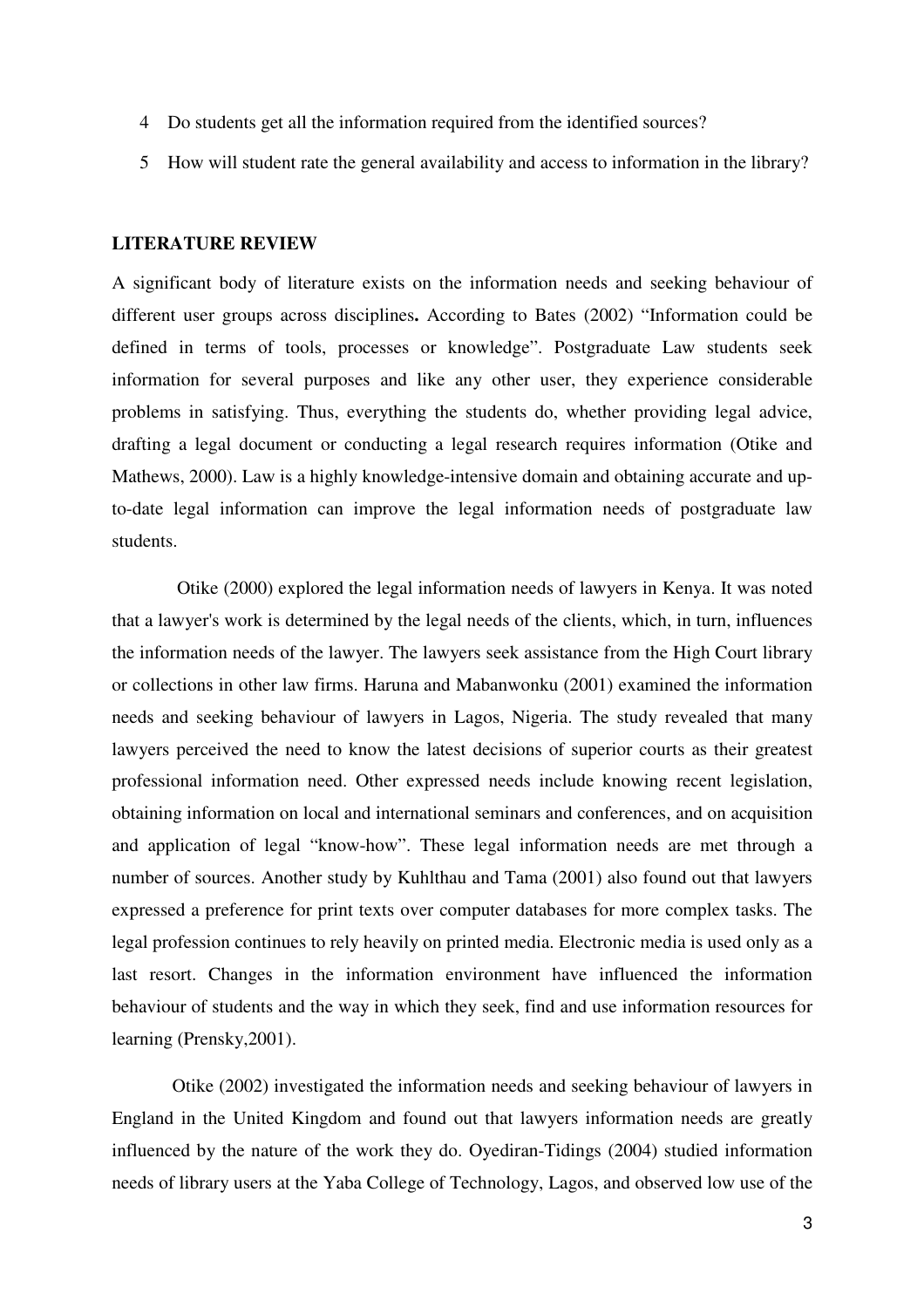4. Do students get all the information required from the identified sources?
5. How will student rate the general availability and access to information in the library?

## LITERATURE REVIEW

A significant body of literature exists on the information needs and seeking behaviour of different user groups across disciplines**.** According to Bates (2002) "Information could be defined in terms of tools, processes or knowledge". Postgraduate Law students seek information for several purposes and like any other user, they experience considerable problems in satisfying. Thus, everything the students do, whether providing legal advice, drafting a legal document or conducting a legal research requires information (Otike and Mathews, 2000). Law is a highly knowledge-intensive domain and obtaining accurate and up-to-date legal information can improve the legal information needs of postgraduate law students.

Otike (2000) explored the legal information needs of lawyers in Kenya. It was noted that a lawyer's work is determined by the legal needs of the clients, which, in turn, influences the information needs of the lawyer. The lawyers seek assistance from the High Court library or collections in other law firms. Haruna and Mabanwonku (2001) examined the information needs and seeking behaviour of lawyers in Lagos, Nigeria. The study revealed that many lawyers perceived the need to know the latest decisions of superior courts as their greatest professional information need. Other expressed needs include knowing recent legislation, obtaining information on local and international seminars and conferences, and on acquisition and application of legal "know-how". These legal information needs are met through a number of sources. Another study by Kuhlthau and Tama (2001) also found out that lawyers expressed a preference for print texts over computer databases for more complex tasks. The legal profession continues to rely heavily on printed media. Electronic media is used only as a last resort. Changes in the information environment have influenced the information behaviour of students and the way in which they seek, find and use information resources for learning (Prensky,2001).

Otike (2002) investigated the information needs and seeking behaviour of lawyers in England in the United Kingdom and found out that lawyers information needs are greatly influenced by the nature of the work they do. Oyediran-Tidings (2004) studied information needs of library users at the Yaba College of Technology, Lagos, and observed low use of the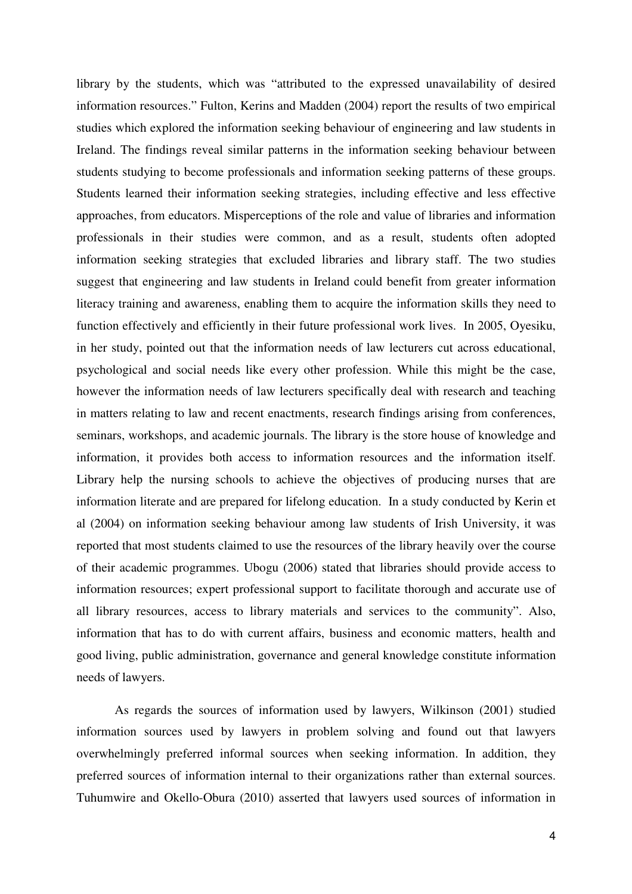library by the students, which was "attributed to the expressed unavailability of desired information resources." Fulton, Kerins and Madden (2004) report the results of two empirical studies which explored the information seeking behaviour of engineering and law students in Ireland. The findings reveal similar patterns in the information seeking behaviour between students studying to become professionals and information seeking patterns of these groups. Students learned their information seeking strategies, including effective and less effective approaches, from educators. Misperceptions of the role and value of libraries and information professionals in their studies were common, and as a result, students often adopted information seeking strategies that excluded libraries and library staff. The two studies suggest that engineering and law students in Ireland could benefit from greater information literacy training and awareness, enabling them to acquire the information skills they need to function effectively and efficiently in their future professional work lives. In 2005, Oyesiku, in her study, pointed out that the information needs of law lecturers cut across educational, psychological and social needs like every other profession. While this might be the case, however the information needs of law lecturers specifically deal with research and teaching in matters relating to law and recent enactments, research findings arising from conferences, seminars, workshops, and academic journals. The library is the store house of knowledge and information, it provides both access to information resources and the information itself. Library help the nursing schools to achieve the objectives of producing nurses that are information literate and are prepared for lifelong education. In a study conducted by Kerin et al (2004) on information seeking behaviour among law students of Irish University, it was reported that most students claimed to use the resources of the library heavily over the course of their academic programmes. Ubogu (2006) stated that libraries should provide access to information resources; expert professional support to facilitate thorough and accurate use of all library resources, access to library materials and services to the community". Also, information that has to do with current affairs, business and economic matters, health and good living, public administration, governance and general knowledge constitute information needs of lawyers.

As regards the sources of information used by lawyers, Wilkinson (2001) studied information sources used by lawyers in problem solving and found out that lawyers overwhelmingly preferred informal sources when seeking information. In addition, they preferred sources of information internal to their organizations rather than external sources. Tuhumwire and Okello-Obura (2010) asserted that lawyers used sources of information in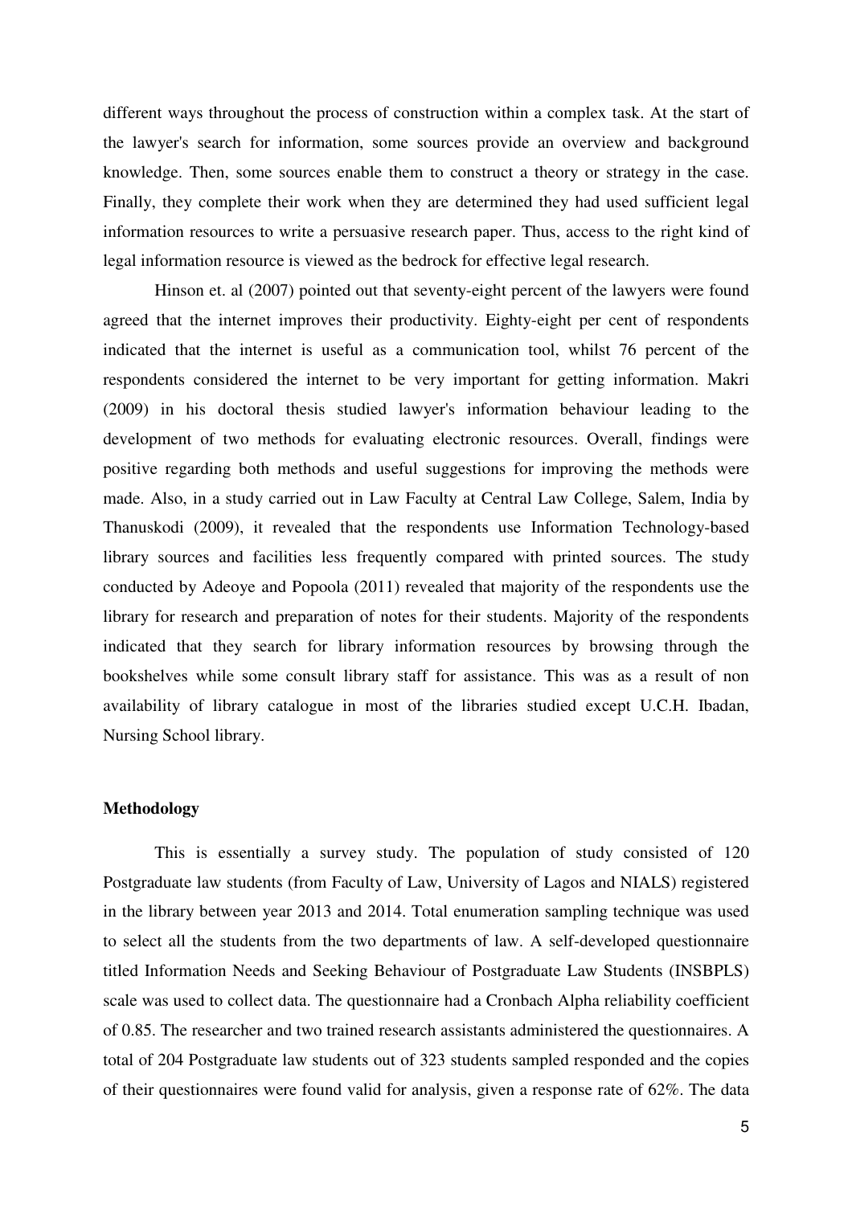different ways throughout the process of construction within a complex task. At the start of the lawyer's search for information, some sources provide an overview and background knowledge. Then, some sources enable them to construct a theory or strategy in the case. Finally, they complete their work when they are determined they had used sufficient legal information resources to write a persuasive research paper. Thus, access to the right kind of legal information resource is viewed as the bedrock for effective legal research.

Hinson et. al (2007) pointed out that seventy-eight percent of the lawyers were found agreed that the internet improves their productivity. Eighty-eight per cent of respondents indicated that the internet is useful as a communication tool, whilst 76 percent of the respondents considered the internet to be very important for getting information. Makri (2009) in his doctoral thesis studied lawyer's information behaviour leading to the development of two methods for evaluating electronic resources. Overall, findings were positive regarding both methods and useful suggestions for improving the methods were made. Also, in a study carried out in Law Faculty at Central Law College, Salem, India by Thanuskodi (2009), it revealed that the respondents use Information Technology-based library sources and facilities less frequently compared with printed sources. The study conducted by Adeoye and Popoola (2011) revealed that majority of the respondents use the library for research and preparation of notes for their students. Majority of the respondents indicated that they search for library information resources by browsing through the bookshelves while some consult library staff for assistance. This was as a result of non availability of library catalogue in most of the libraries studied except U.C.H. Ibadan, Nursing School library.

## Methodology

This is essentially a survey study. The population of study consisted of 120 Postgraduate law students (from Faculty of Law, University of Lagos and NIALS) registered in the library between year 2013 and 2014. Total enumeration sampling technique was used to select all the students from the two departments of law. A self-developed questionnaire titled Information Needs and Seeking Behaviour of Postgraduate Law Students (INSBPLS) scale was used to collect data. The questionnaire had a Cronbach Alpha reliability coefficient of 0.85. The researcher and two trained research assistants administered the questionnaires. A total of 204 Postgraduate law students out of 323 students sampled responded and the copies of their questionnaires were found valid for analysis, given a response rate of 62%. The data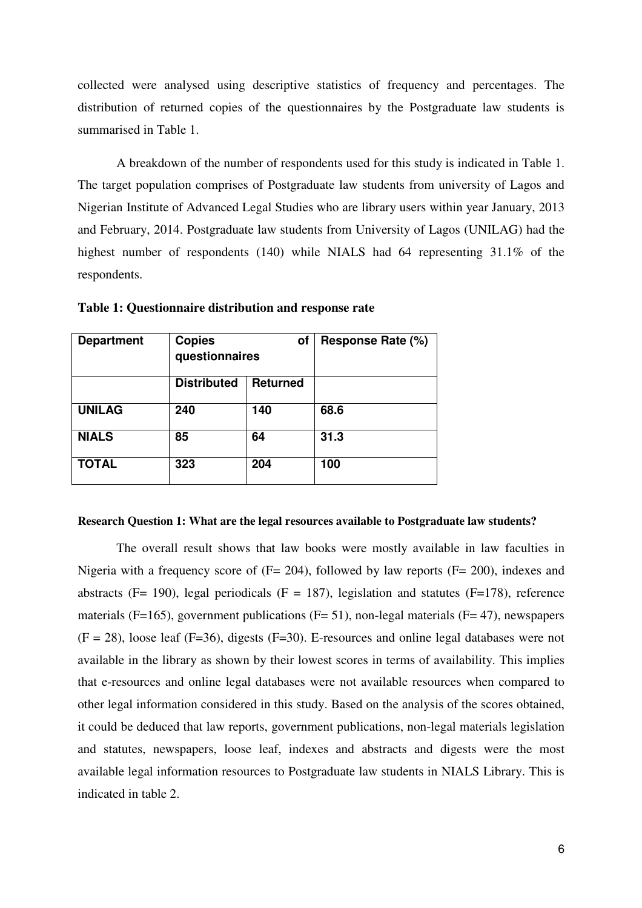collected were analysed using descriptive statistics of frequency and percentages. The distribution of returned copies of the questionnaires by the Postgraduate law students is summarised in Table 1.

A breakdown of the number of respondents used for this study is indicated in Table 1. The target population comprises of Postgraduate law students from university of Lagos and Nigerian Institute of Advanced Legal Studies who are library users within year January, 2013 and February, 2014. Postgraduate law students from University of Lagos (UNILAG) had the highest number of respondents (140) while NIALS had 64 representing 31.1% of the respondents.

**Table 1: Questionnaire distribution and response rate**

| Department | Copies of questionnaires | | Response Rate (%) |
|---|---|---|---|
| | Distributed | Returned | |
| UNILAG | 240 | 140 | 68.6 |
| NIALS | 85 | 64 | 31.3 |
| TOTAL | 323 | 204 | 100 |

**Research Question 1: What are the legal resources available to Postgraduate law students?**

The overall result shows that law books were mostly available in law faculties in Nigeria with a frequency score of (F= 204), followed by law reports (F= 200), indexes and abstracts (F= 190), legal periodicals (F = 187), legislation and statutes (F=178), reference materials (F=165), government publications (F= 51), non-legal materials (F= 47), newspapers (F = 28), loose leaf (F=36), digests (F=30). E-resources and online legal databases were not available in the library as shown by their lowest scores in terms of availability. This implies that e-resources and online legal databases were not available resources when compared to other legal information considered in this study. Based on the analysis of the scores obtained, it could be deduced that law reports, government publications, non-legal materials legislation and statutes, newspapers, loose leaf, indexes and abstracts and digests were the most available legal information resources to Postgraduate law students in NIALS Library. This is indicated in table 2.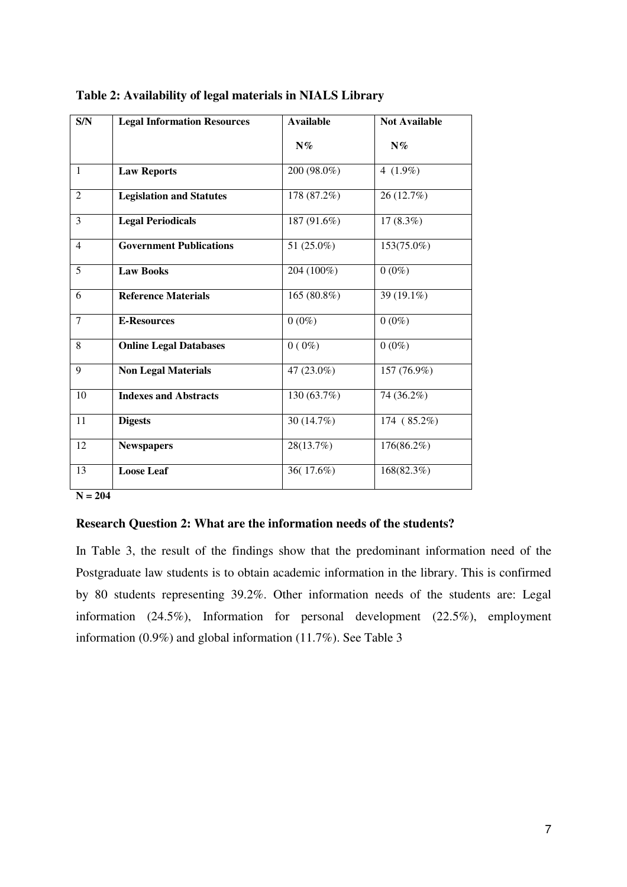**Table 2: Availability of legal materials in NIALS Library**

| S/N | Legal Information Resources | Available N% | Not Available N% |
|---|---|---|---|
| 1 | **Law Reports** | 200 (98.0%) | 4 (1.9%) |
| 2 | **Legislation and Statutes** | 178 (87.2%) | 26 (12.7%) |
| 3 | **Legal Periodicals** | 187 (91.6%) | 17 (8.3%) |
| 4 | **Government Publications** | 51 (25.0%) | 153(75.0%) |
| 5 | **Law Books** | 204 (100%) | 0 (0%) |
| 6 | **Reference Materials** | 165 (80.8%) | 39 (19.1%) |
| 7 | **E-Resources** | 0 (0%) | 0 (0%) |
| 8 | **Online Legal Databases** | 0 ( 0%) | 0 (0%) |
| 9 | **Non Legal Materials** | 47 (23.0%) | 157 (76.9%) |
| 10 | **Indexes and Abstracts** | 130 (63.7%) | 74 (36.2%) |
| 11 | **Digests** | 30 (14.7%) | 174 ( 85.2%) |
| 12 | **Newspapers** | 28(13.7%) | 176(86.2%) |
| 13 | **Loose Leaf** | 36( 17.6%) | 168(82.3%) |

**N = 204**

### Research Question 2: What are the information needs of the students?

In Table 3, the result of the findings show that the predominant information need of the Postgraduate law students is to obtain academic information in the library. This is confirmed by 80 students representing 39.2%. Other information needs of the students are: Legal information (24.5%), Information for personal development (22.5%), employment information (0.9%) and global information (11.7%). See Table 3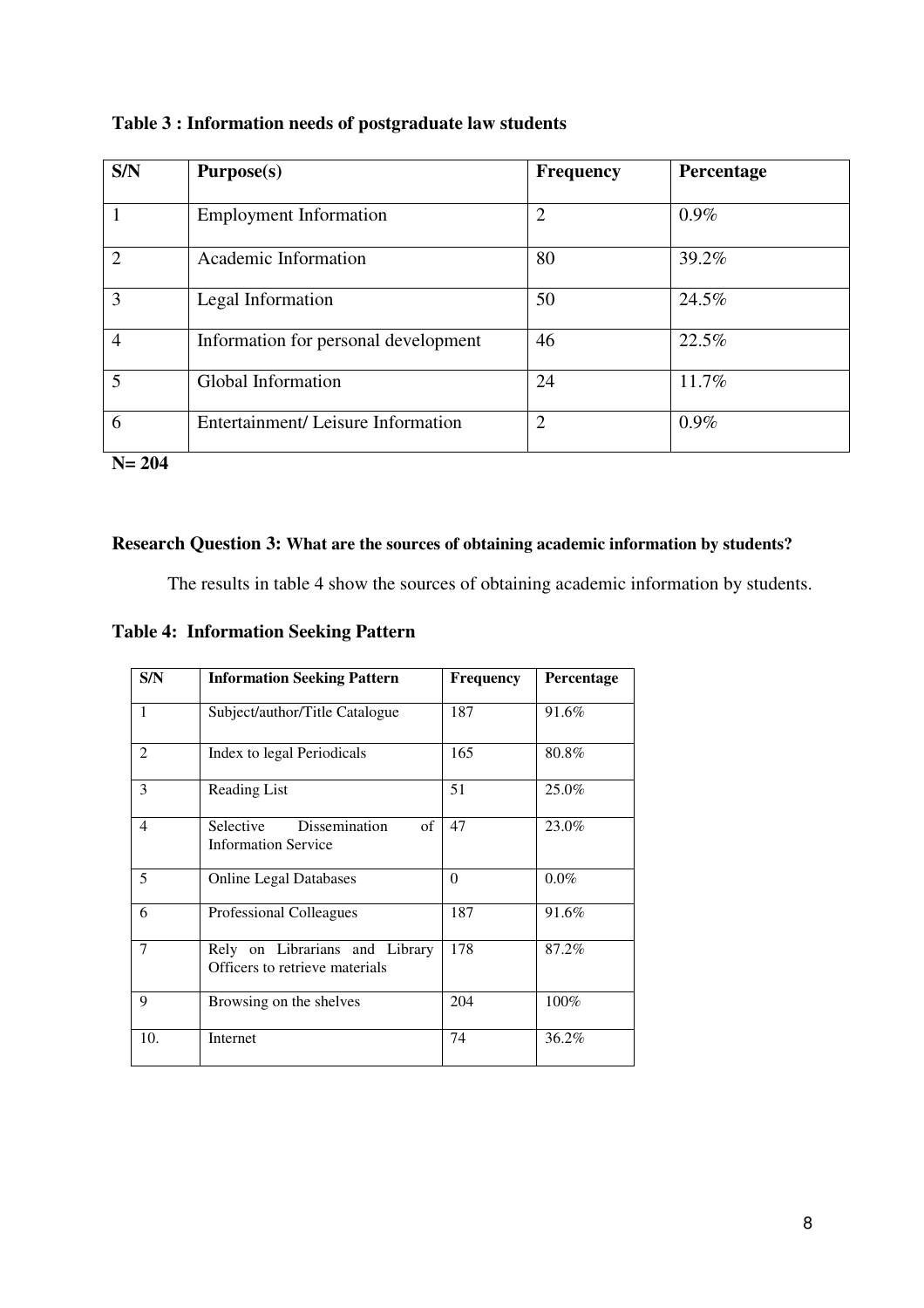**Table 3 : Information needs of postgraduate law students**

| S/N | Purpose(s) | Frequency | Percentage |
|---|---|---|---|
| 1 | Employment Information | 2 | 0.9% |
| 2 | Academic Information | 80 | 39.2% |
| 3 | Legal Information | 50 | 24.5% |
| 4 | Information for personal development | 46 | 22.5% |
| 5 | Global Information | 24 | 11.7% |
| 6 | Entertainment/ Leisure Information | 2 | 0.9% |

**N= 204**

**Research Question 3: What are the sources of obtaining academic information by students?**

The results in table 4 show the sources of obtaining academic information by students.

**Table 4: Information Seeking Pattern**

| S/N | Information Seeking Pattern | Frequency | Percentage |
|---|---|---|---|
| 1 | Subject/author/Title Catalogue | 187 | 91.6% |
| 2 | Index to legal Periodicals | 165 | 80.8% |
| 3 | Reading List | 51 | 25.0% |
| 4 | Selective Dissemination of Information Service | 47 | 23.0% |
| 5 | Online Legal Databases | 0 | 0.0% |
| 6 | Professional Colleagues | 187 | 91.6% |
| 7 | Rely on Librarians and Library Officers to retrieve materials | 178 | 87.2% |
| 9 | Browsing on the shelves | 204 | 100% |
| 10. | Internet | 74 | 36.2% |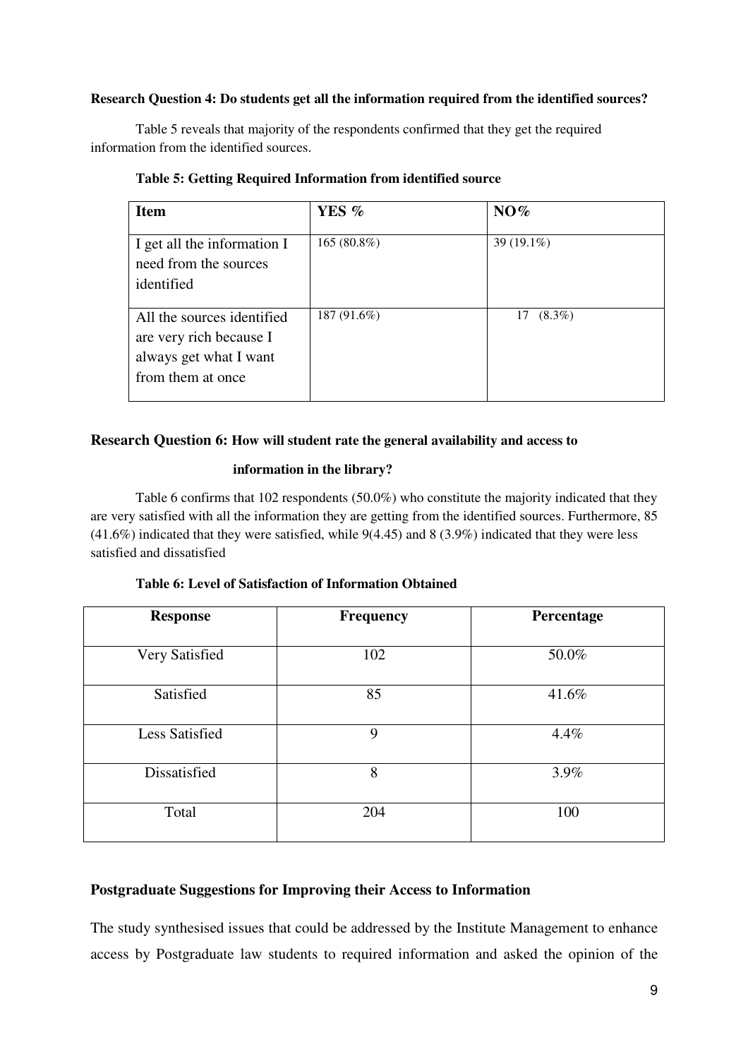**Research Question 4: Do students get all the information required from the identified sources?**

Table 5 reveals that majority of the respondents confirmed that they get the required information from the identified sources.

**Table 5: Getting Required Information from identified source**

| Item | YES % | NO% |
|---|---|---|
| I get all the information I need from the sources identified | 165 (80.8%) | 39 (19.1%) |
| All the sources identified are very rich because I always get what I want from them at once | 187 (91.6%) | 17 (8.3%) |

**Research Question 6: How will student rate the general availability and access to information in the library?**

Table 6 confirms that 102 respondents (50.0%) who constitute the majority indicated that they are very satisfied with all the information they are getting from the identified sources. Furthermore, 85 (41.6%) indicated that they were satisfied, while 9(4.45) and 8 (3.9%) indicated that they were less satisfied and dissatisfied

**Table 6: Level of Satisfaction of Information Obtained**

| Response | Frequency | Percentage |
|---|---|---|
| Very Satisfied | 102 | 50.0% |
| Satisfied | 85 | 41.6% |
| Less Satisfied | 9 | 4.4% |
| Dissatisfied | 8 | 3.9% |
| Total | 204 | 100 |

**Postgraduate Suggestions for Improving their Access to Information**

The study synthesised issues that could be addressed by the Institute Management to enhance access by Postgraduate law students to required information and asked the opinion of the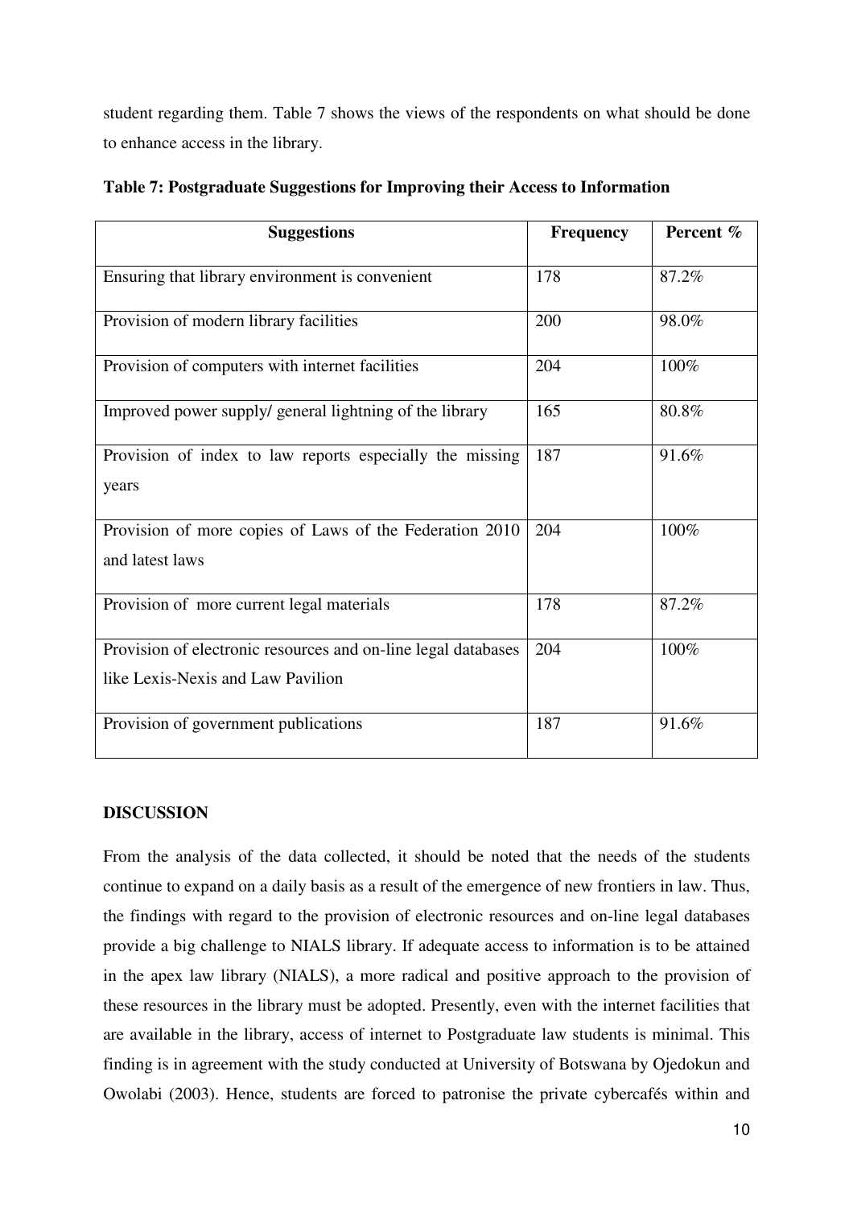student regarding them. Table 7 shows the views of the respondents on what should be done to enhance access in the library.

**Table 7: Postgraduate Suggestions for Improving their Access to Information**

| Suggestions | Frequency | Percent % |
| --- | --- | --- |
| Ensuring that library environment is convenient | 178 | 87.2% |
| Provision of modern library facilities | 200 | 98.0% |
| Provision of computers with internet facilities | 204 | 100% |
| Improved power supply/ general lightning of the library | 165 | 80.8% |
| Provision of index to law reports especially the missing years | 187 | 91.6% |
| Provision of more copies of Laws of the Federation 2010 and latest laws | 204 | 100% |
| Provision of more current legal materials | 178 | 87.2% |
| Provision of electronic resources and on-line legal databases like Lexis-Nexis and Law Pavilion | 204 | 100% |
| Provision of government publications | 187 | 91.6% |

## DISCUSSION

From the analysis of the data collected, it should be noted that the needs of the students continue to expand on a daily basis as a result of the emergence of new frontiers in law. Thus, the findings with regard to the provision of electronic resources and on-line legal databases provide a big challenge to NIALS library. If adequate access to information is to be attained in the apex law library (NIALS), a more radical and positive approach to the provision of these resources in the library must be adopted. Presently, even with the internet facilities that are available in the library, access of internet to Postgraduate law students is minimal. This finding is in agreement with the study conducted at University of Botswana by Ojedokun and Owolabi (2003). Hence, students are forced to patronise the private cybercafés within and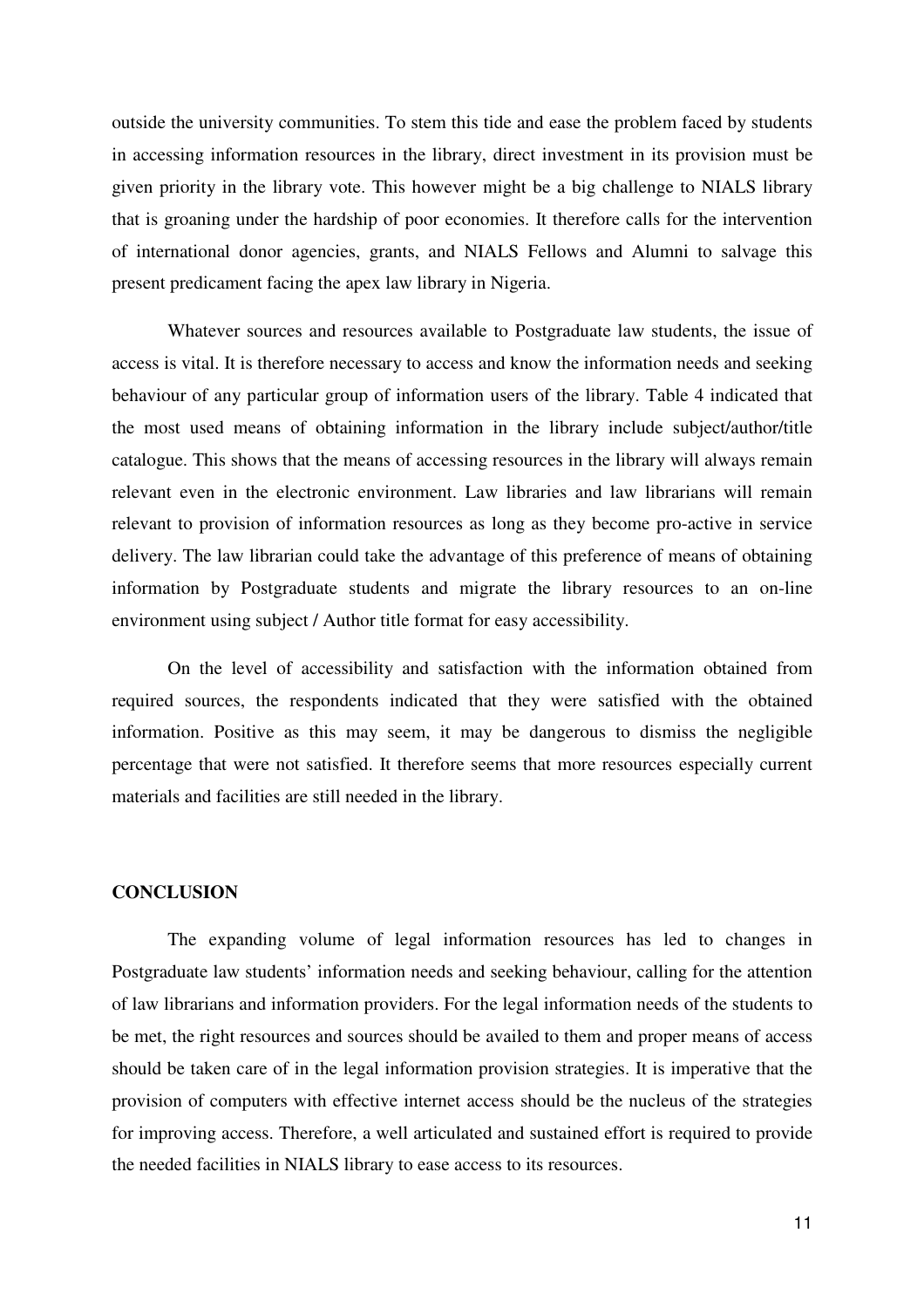outside the university communities. To stem this tide and ease the problem faced by students in accessing information resources in the library, direct investment in its provision must be given priority in the library vote. This however might be a big challenge to NIALS library that is groaning under the hardship of poor economies. It therefore calls for the intervention of international donor agencies, grants, and NIALS Fellows and Alumni to salvage this present predicament facing the apex law library in Nigeria.

Whatever sources and resources available to Postgraduate law students, the issue of access is vital. It is therefore necessary to access and know the information needs and seeking behaviour of any particular group of information users of the library. Table 4 indicated that the most used means of obtaining information in the library include subject/author/title catalogue. This shows that the means of accessing resources in the library will always remain relevant even in the electronic environment. Law libraries and law librarians will remain relevant to provision of information resources as long as they become pro-active in service delivery. The law librarian could take the advantage of this preference of means of obtaining information by Postgraduate students and migrate the library resources to an on-line environment using subject / Author title format for easy accessibility.

On the level of accessibility and satisfaction with the information obtained from required sources, the respondents indicated that they were satisfied with the obtained information. Positive as this may seem, it may be dangerous to dismiss the negligible percentage that were not satisfied. It therefore seems that more resources especially current materials and facilities are still needed in the library.

## CONCLUSION

The expanding volume of legal information resources has led to changes in Postgraduate law students' information needs and seeking behaviour, calling for the attention of law librarians and information providers. For the legal information needs of the students to be met, the right resources and sources should be availed to them and proper means of access should be taken care of in the legal information provision strategies. It is imperative that the provision of computers with effective internet access should be the nucleus of the strategies for improving access. Therefore, a well articulated and sustained effort is required to provide the needed facilities in NIALS library to ease access to its resources.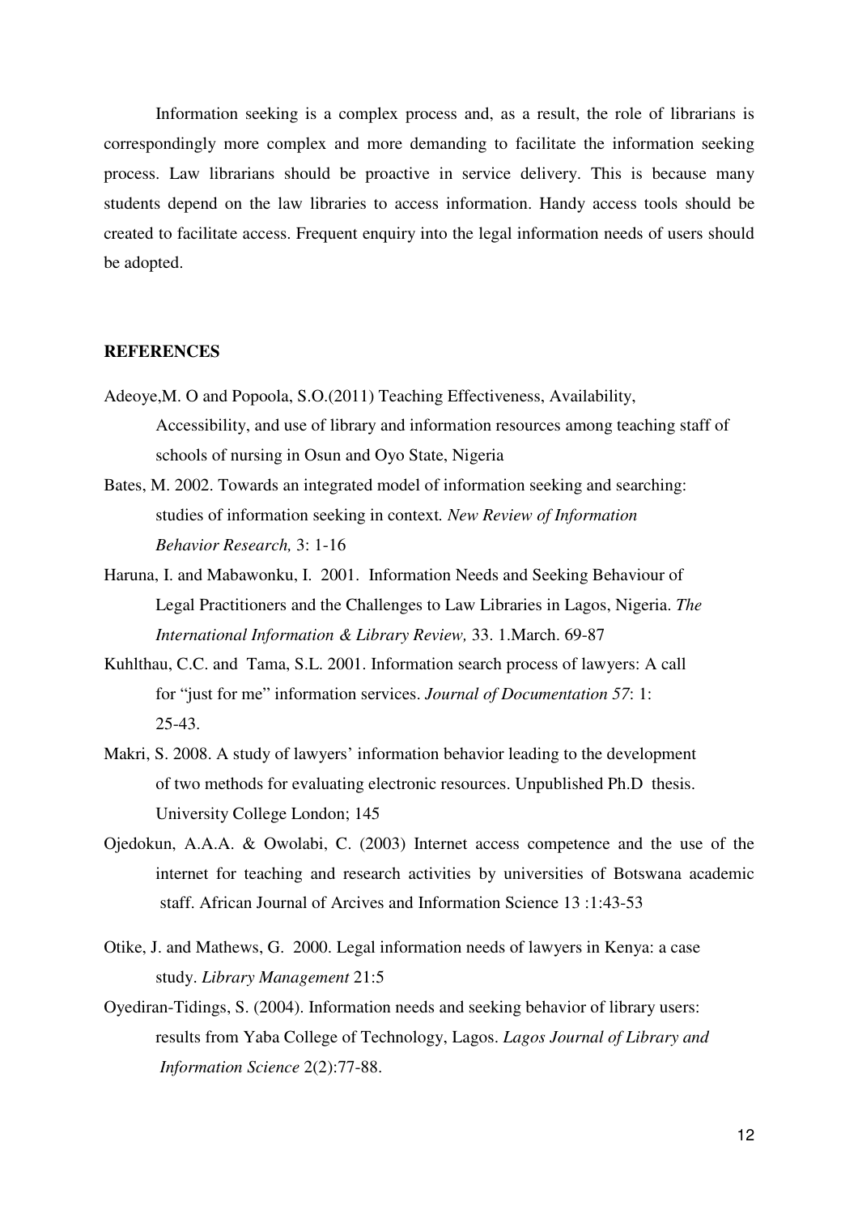Information seeking is a complex process and, as a result, the role of librarians is correspondingly more complex and more demanding to facilitate the information seeking process. Law librarians should be proactive in service delivery. This is because many students depend on the law libraries to access information. Handy access tools should be created to facilitate access. Frequent enquiry into the legal information needs of users should be adopted.

## REFERENCES

Adeoye,M. O and Popoola, S.O.(2011) Teaching Effectiveness, Availability, Accessibility, and use of library and information resources among teaching staff of schools of nursing in Osun and Oyo State, Nigeria

Bates, M. 2002. Towards an integrated model of information seeking and searching: studies of information seeking in context. *New Review of Information Behavior Research,* 3: 1-16

Haruna, I. and Mabawonku, I. 2001. Information Needs and Seeking Behaviour of Legal Practitioners and the Challenges to Law Libraries in Lagos, Nigeria. *The International Information & Library Review,* 33. 1.March. 69-87

Kuhlthau, C.C. and Tama, S.L. 2001. Information search process of lawyers: A call for "just for me" information services. *Journal of Documentation 57*: 1: 25-43.

Makri, S. 2008. A study of lawyers' information behavior leading to the development of two methods for evaluating electronic resources. Unpublished Ph.D thesis. University College London; 145

Ojedokun, A.A.A. & Owolabi, C. (2003) Internet access competence and the use of the internet for teaching and research activities by universities of Botswana academic staff. African Journal of Arcives and Information Science 13 :1:43-53

Otike, J. and Mathews, G. 2000. Legal information needs of lawyers in Kenya: a case study. *Library Management* 21:5

Oyediran-Tidings, S. (2004). Information needs and seeking behavior of library users: results from Yaba College of Technology, Lagos. *Lagos Journal of Library and Information Science* 2(2):77-88.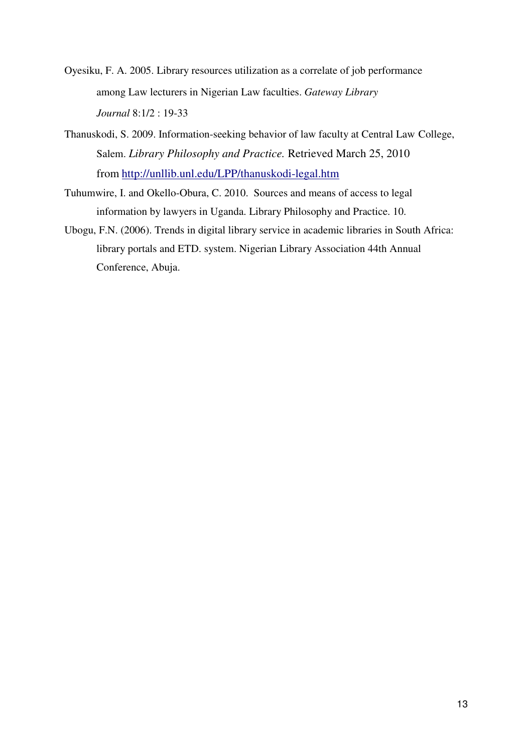Oyesiku, F. A. 2005. Library resources utilization as a correlate of job performance among Law lecturers in Nigerian Law faculties. *Gateway Library Journal* 8:1/2 : 19-33

Thanuskodi, S. 2009. Information-seeking behavior of law faculty at Central Law College, Salem. *Library Philosophy and Practice.* Retrieved March 25, 2010 from http://unllib.unl.edu/LPP/thanuskodi-legal.htm

Tuhumwire, I. and Okello-Obura, C. 2010. Sources and means of access to legal information by lawyers in Uganda. Library Philosophy and Practice. 10.

Ubogu, F.N. (2006). Trends in digital library service in academic libraries in South Africa: library portals and ETD. system. Nigerian Library Association 44th Annual Conference, Abuja.